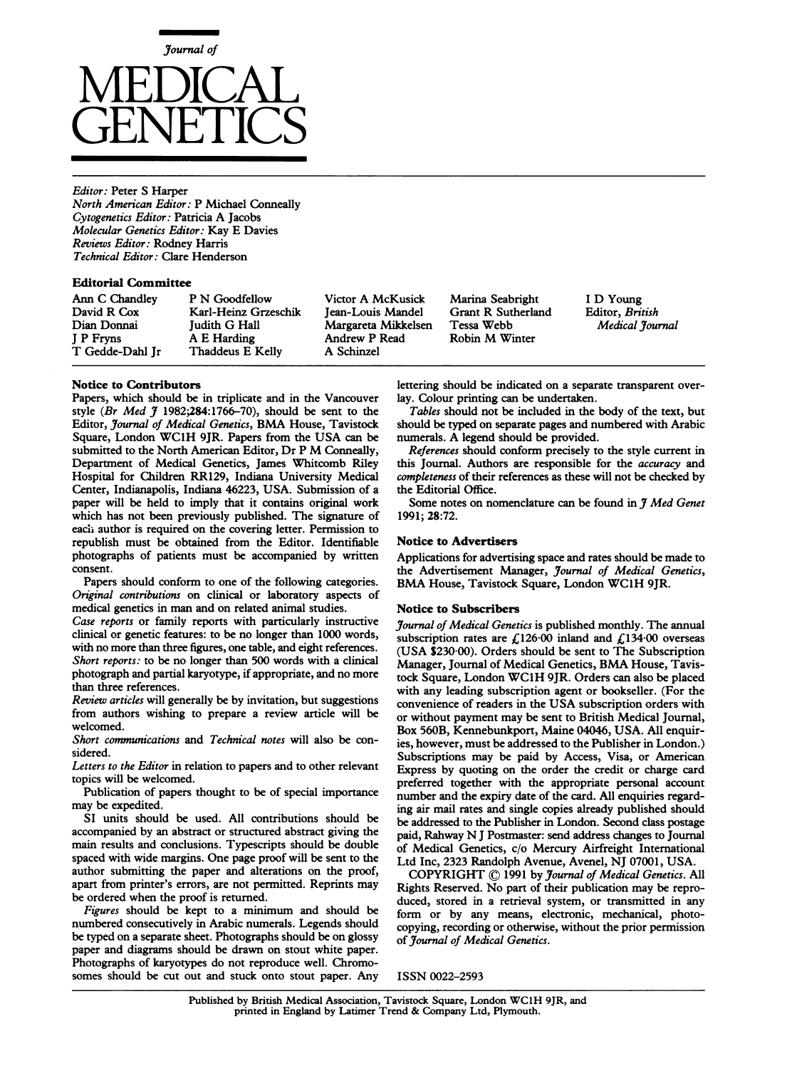*Journal of*

# MEDICAL GENETICS

*Editor:* Peter S Harper
*North American Editor:* P Michael Conneally
*Cytogenetics Editor:* Patricia A Jacobs
*Molecular Genetics Editor:* Kay E Davies
*Reviews Editor:* Rodney Harris
*Technical Editor:* Clare Henderson

## Editorial Committee

| | | | | |
|---|---|---|---|---|
| Ann C Chandley | P N Goodfellow | Victor A McKusick | Marina Seabright | I D Young |
| David R Cox | Karl-Heinz Grzeschik | Jean-Louis Mandel | Grant R Sutherland | Editor, *British Medical Journal* |
| Dian Donnai | Judith G Hall | Margareta Mikkelsen | Tessa Webb | |
| J P Fryns | A E Harding | Andrew P Read | Robin M Winter | |
| T Gedde-Dahl Jr | Thaddeus E Kelly | A Schinzel | | |

### Notice to Contributors

Papers, which should be in triplicate and in the Vancouver style (*Br Med J* 1982;**284**:1766–70), should be sent to the Editor, *Journal of Medical Genetics*, BMA House, Tavistock Square, London WC1H 9JR. Papers from the USA can be submitted to the North American Editor, Dr P M Conneally, Department of Medical Genetics, James Whitcomb Riley Hospital for Children RR129, Indiana University Medical Center, Indianapolis, Indiana 46223, USA. Submission of a paper will be held to imply that it contains original work which has not been previously published. The signature of each author is required on the covering letter. Permission to republish must be obtained from the Editor. Identifiable photographs of patients must be accompanied by written consent.

Papers should conform to one of the following categories.
*Original contributions* on clinical or laboratory aspects of medical genetics in man and on related animal studies.
*Case reports* or family reports with particularly instructive clinical or genetic features: to be no longer than 1000 words, with no more than three figures, one table, and eight references.
*Short reports:* to be no longer than 500 words with a clinical photograph and partial karyotype, if appropriate, and no more than three references.
*Review articles* will generally be by invitation, but suggestions from authors wishing to prepare a review article will be welcomed.
*Short communications* and *Technical notes* will also be considered.
*Letters to the Editor* in relation to papers and to other relevant topics will be welcomed.

Publication of papers thought to be of special importance may be expedited.

SI units should be used. All contributions should be accompanied by an abstract or structured abstract giving the main results and conclusions. Typescripts should be double spaced with wide margins. One page proof will be sent to the author submitting the paper and alterations on the proof, apart from printer's errors, are not permitted. Reprints may be ordered when the proof is returned.

*Figures* should be kept to a minimum and should be numbered consecutively in Arabic numerals. Legends should be typed on a separate sheet. Photographs should be on glossy paper and diagrams should be drawn on stout white paper. Photographs of karyotypes do not reproduce well. Chromosomes should be cut out and stuck onto stout paper. Any lettering should be indicated on a separate transparent overlay. Colour printing can be undertaken.

*Tables* should not be included in the body of the text, but should be typed on separate pages and numbered with Arabic numerals. A legend should be provided.

*References* should conform precisely to the style current in this Journal. Authors are responsible for the *accuracy* and *completeness* of their references as these will not be checked by the Editorial Office.

Some notes on nomenclature can be found in *J Med Genet* 1991; **28**:72.

### Notice to Advertisers

Applications for advertising space and rates should be made to the Advertisement Manager, *Journal of Medical Genetics*, BMA House, Tavistock Square, London WC1H 9JR.

### Notice to Subscribers

*Journal of Medical Genetics* is published monthly. The annual subscription rates are £126·00 inland and £134·00 overseas (USA $230·00). Orders should be sent to The Subscription Manager, Journal of Medical Genetics, BMA House, Tavistock Square, London WC1H 9JR. Orders can also be placed with any leading subscription agent or bookseller. (For the convenience of readers in the USA subscription orders with or without payment may be sent to British Medical Journal, Box 560B, Kennebunkport, Maine 04046, USA. All enquiries, however, must be addressed to the Publisher in London.) Subscriptions may be paid by Access, Visa, or American Express by quoting on the order the credit or charge card preferred together with the appropriate personal account number and the expiry date of the card. All enquiries regarding air mail rates and single copies already published should be addressed to the Publisher in London. Second class postage paid, Rahway N J Postmaster: send address changes to Journal of Medical Genetics, c/o Mercury Airfreight International Ltd Inc, 2323 Randolph Avenue, Avenel, NJ 07001, USA.

COPYRIGHT © 1991 by *Journal of Medical Genetics*. All Rights Reserved. No part of their publication may be reproduced, stored in a retrieval system, or transmitted in any form or by any means, electronic, mechanical, photocopying, recording or otherwise, without the prior permission of *Journal of Medical Genetics*.

ISSN 0022–2593

Published by British Medical Association, Tavistock Square, London WC1H 9JR, and printed in England by Latimer Trend & Company Ltd, Plymouth.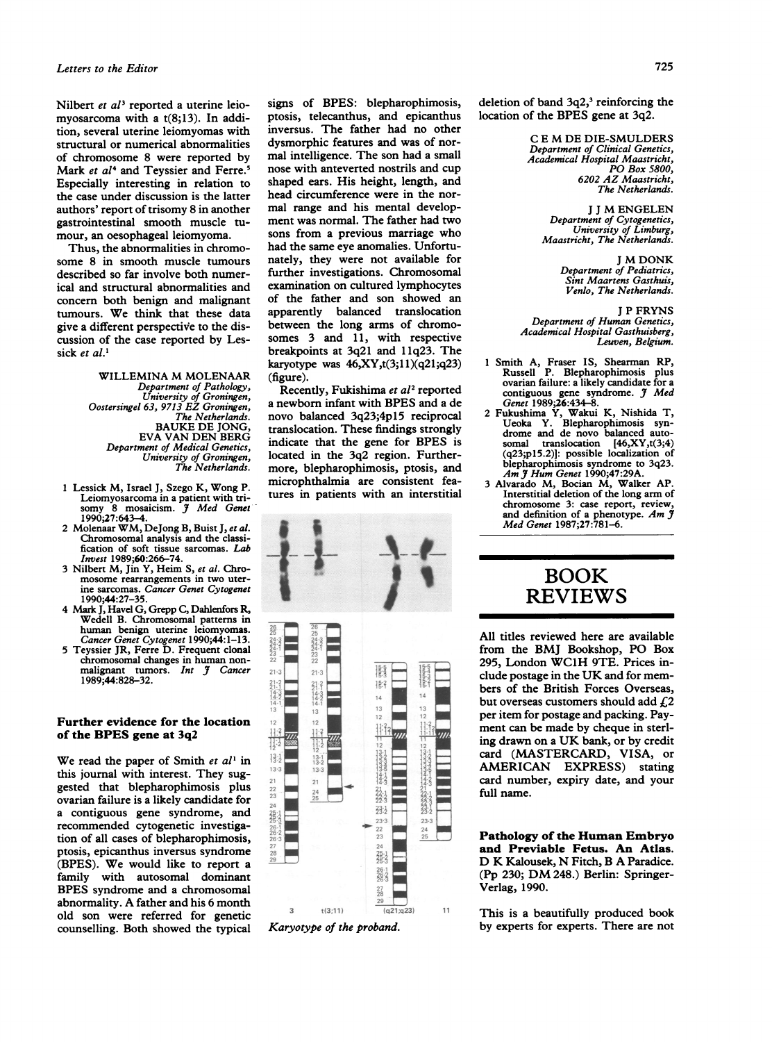Nilbert *et al*[3] reported a uterine leiomyosarcoma with a t(8;13). In addition, several uterine leiomyomas with structural or numerical abnormalities of chromosome 8 were reported by Mark *et al*[4] and Teyssier and Ferre.[5] Especially interesting in relation to the case under discussion is the latter authors' report of trisomy 8 in another gastrointestinal smooth muscle tumour, an oesophageal leiomyoma.

Thus, the abnormalities in chromosome 8 in smooth muscle tumours described so far involve both numerical and structural abnormalities and concern both benign and malignant tumours. We think that these data give a different perspective to the discussion of the case reported by Lessick *et al*.[1]

WILLEMINA M MOLENAAR
*Department of Pathology, University of Groningen, Oostersingel 63, 9713 EZ Groningen, The Netherlands.*
BAUKE DE JONG,
EVA VAN DEN BERG
*Department of Medical Genetics, University of Groningen, The Netherlands.*

1 Lessick M, Israel J, Szego K, Wong P. Leiomyosarcoma in a patient with trisomy 8 mosaicism. *J Med Genet* 1990;27:643-4.
2 Molenaar WM, DeJong B, Buist J, *et al*. Chromosomal analysis and the classification of soft tissue sarcomas. *Lab Invest* 1989;60:266-74.
3 Nilbert M, Jin Y, Heim S, *et al*. Chromosome rearrangements in two uterine sarcomas. *Cancer Genet Cytogenet* 1990;44:27-35.
4 Mark J, Havel G, Grepp C, Dahlenfors R, Wedell B. Chromosomal patterns in human benign uterine leiomyomas. *Cancer Genet Cytogenet* 1990;44:1-13.
5 Teyssier JR, Ferre D. Frequent clonal chromosomal changes in human nonmalignant tumors. *Int J Cancer* 1989;44:828-32.

## Further evidence for the location of the BPES gene at 3q2

We read the paper of Smith *et al*[1] in this journal with interest. They suggested that blepharophimosis plus ovarian failure is a likely candidate for a contiguous gene syndrome, and recommended cytogenetic investigation of all cases of blepharophimosis, ptosis, epicanthus inversus syndrome (BPES). We would like to report a family with autosomal dominant BPES syndrome and a chromosomal abnormality. A father and his 6 month old son were referred for genetic counselling. Both showed the typical signs of BPES: blepharophimosis, ptosis, telecanthus, and epicanthus inversus. The father had no other dysmorphic features and was of normal intelligence. The son had a small nose with anteverted nostrils and cup shaped ears. His height, length, and head circumference were in the normal range and his mental development was normal. The father had two sons from a previous marriage who had the same eye anomalies. Unfortunately, they were not available for further investigations. Chromosomal examination on cultured lymphocytes of the father and son showed an apparently balanced translocation between the long arms of chromosomes 3 and 11, with respective breakpoints at 3q21 and 11q23. The karyotype was 46,XY,t(3;11)(q21;q23) (figure).

Recently, Fukishima *et al*[2] reported a newborn infant with BPES and a de novo balanced 3q23;4p15 reciprocal translocation. These findings strongly indicate that the gene for BPES is located in the 3q2 region. Furthermore, blepharophimosis, ptosis, and microphthalmia are consistent features in patients with an interstitial deletion of band 3q2,[3] reinforcing the location of the BPES gene at 3q2.

3 t(3;11) (q21;q23) 11

*Karyotype of the proband.*

C E M DE DIE-SMULDERS
*Department of Clinical Genetics, Academical Hospital Maastricht, PO Box 5800, 6202 AZ Maastricht, The Netherlands.*
J J M ENGELEN
*Department of Cytogenetics, University of Limburg, Maastricht, The Netherlands.*
J M DONK
*Department of Pediatrics, Sint Maartens Gasthuis, Venlo, The Netherlands.*
J P FRYNS
*Department of Human Genetics, Academical Hospital Gasthuisberg, Leuven, Belgium.*

1 Smith A, Fraser IS, Shearman RP, Russell P. Blepharophimosis plus ovarian failure: a likely candidate for a contiguous gene syndrome. *J Med Genet* 1989;26:434-8.
2 Fukushima Y, Wakui K, Nishida T, Ueoka Y. Blepharophimosis syndrome and de novo balanced autosomal translocation [46,XY,t(3;4)(q23;p15.2)]: possible localization of blepharophimosis syndrome to 3q23. *Am J Hum Genet* 1990;47:29A.
3 Alvarado M, Bocian M, Walker AP. Interstitial deletion of the long arm of chromosome 3: case report, review, and definition of a phenotype. *Am J Med Genet* 1987;27:781-6.

# BOOK REVIEWS

All titles reviewed here are available from the BMJ Bookshop, PO Box 295, London WC1H 9TE. Prices include postage in the UK and for members of the British Forces Overseas, but overseas customers should add £2 per item for postage and packing. Payment can be made by cheque in sterling drawn on a UK bank, or by credit card (MASTERCARD, VISA, or AMERICAN EXPRESS) stating card number, expiry date, and your full name.

**Pathology of the Human Embryo and Previable Fetus. An Atlas.** D K Kalousek, N Fitch, B A Paradice. (Pp 230; DM 248.) Berlin: Springer-Verlag, 1990.

This is a beautifully produced book by experts for experts. There are not